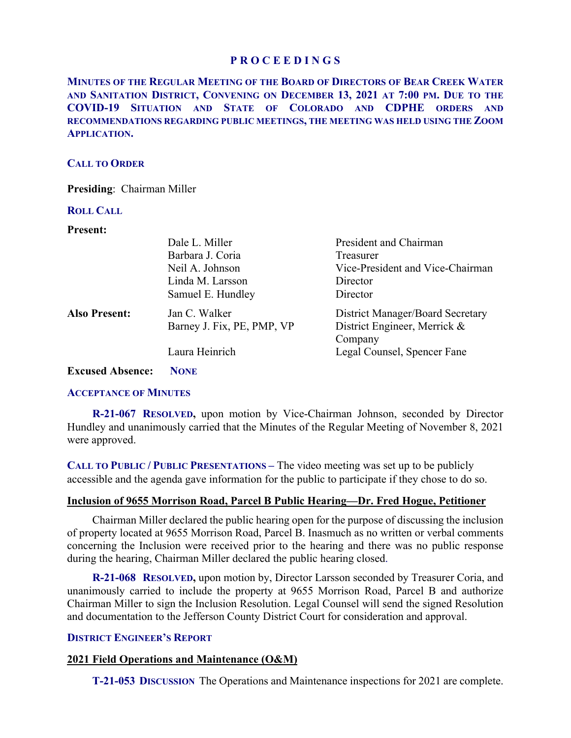# PROCEEDINGS

**MINUTES OF THE REGULAR MEETING OF THE BOARD OF DIRECTORS OF BEAR CREEK WATER AND SANITATION DISTRICT, CONVENING ON DECEMBER 13, 2021 AT 7:00 PM. DUE TO THE COVID-19 SITUATION AND STATE OF COLORADO AND CDPHE ORDERS AND RECOMMENDATIONS REGARDING PUBLIC MEETINGS, THE MEETING WAS HELD USING THE ZOOM APPLICATION.**

## CALL TO ORDER

**Presiding**: Chairman Miller

## ROLL CALL

| | | |
|---|---|---|
| **Present:** | | |
| | Dale L. Miller | President and Chairman |
| | Barbara J. Coria | Treasurer |
| | Neil A. Johnson | Vice-President and Vice-Chairman |
| | Linda M. Larsson | Director |
| | Samuel E. Hundley | Director |
| **Also Present:** | Jan C. Walker | District Manager/Board Secretary |
| | Barney J. Fix, PE, PMP, VP | District Engineer, Merrick & Company |
| | Laura Heinrich | Legal Counsel, Spencer Fane |

**Excused Absence:** **NONE**

## ACCEPTANCE OF MINUTES

**R-21-067 RESOLVED,** upon motion by Vice-Chairman Johnson, seconded by Director Hundley and unanimously carried that the Minutes of the Regular Meeting of November 8, 2021 were approved.

**CALL TO PUBLIC / PUBLIC PRESENTATIONS –** The video meeting was set up to be publicly accessible and the agenda gave information for the public to participate if they chose to do so.

### Inclusion of 9655 Morrison Road, Parcel B Public Hearing—Dr. Fred Hogue, Petitioner

Chairman Miller declared the public hearing open for the purpose of discussing the inclusion of property located at 9655 Morrison Road, Parcel B. Inasmuch as no written or verbal comments concerning the Inclusion were received prior to the hearing and there was no public response during the hearing, Chairman Miller declared the public hearing closed.

**R-21-068 RESOLVED,** upon motion by, Director Larsson seconded by Treasurer Coria, and unanimously carried to include the property at 9655 Morrison Road, Parcel B and authorize Chairman Miller to sign the Inclusion Resolution. Legal Counsel will send the signed Resolution and documentation to the Jefferson County District Court for consideration and approval.

## DISTRICT ENGINEER'S REPORT

### 2021 Field Operations and Maintenance (O&M)

**T-21-053 DISCUSSION** The Operations and Maintenance inspections for 2021 are complete.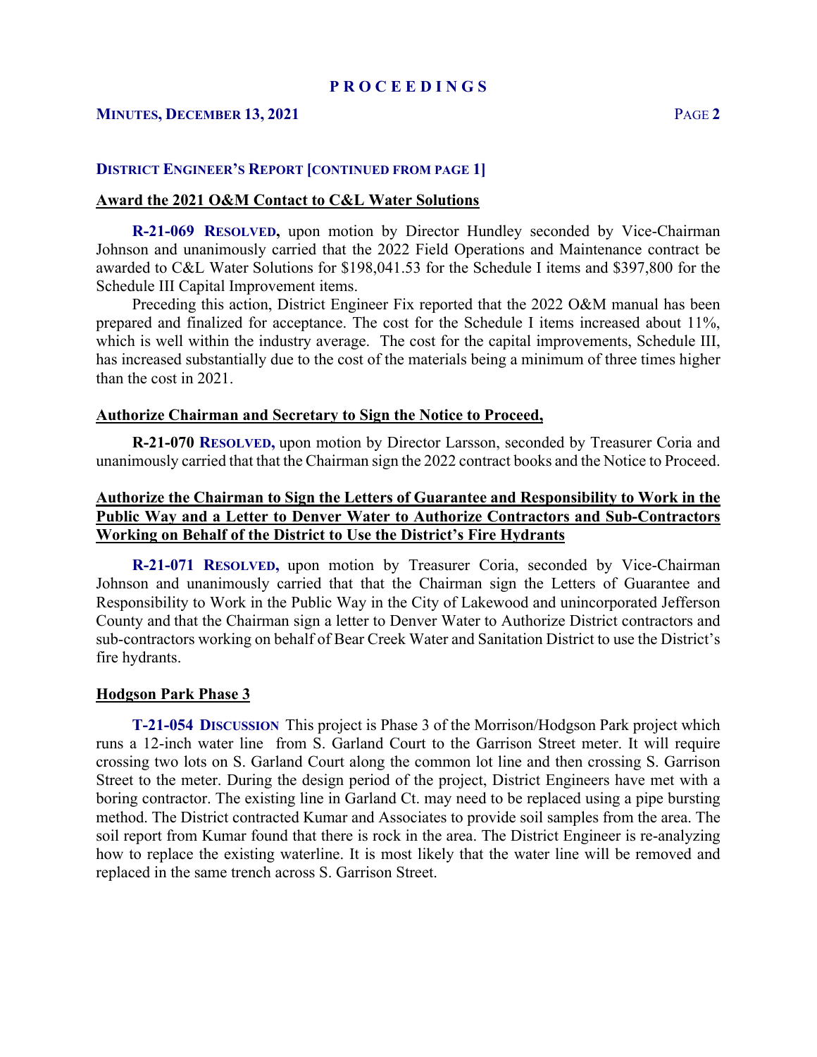## DISTRICT ENGINEER'S REPORT [CONTINUED FROM PAGE 1]

### Award the 2021 O&M Contact to C&L Water Solutions

**R-21-069 RESOLVED,** upon motion by Director Hundley seconded by Vice-Chairman Johnson and unanimously carried that the 2022 Field Operations and Maintenance contract be awarded to C&L Water Solutions for $198,041.53 for the Schedule I items and $397,800 for the Schedule III Capital Improvement items.

Preceding this action, District Engineer Fix reported that the 2022 O&M manual has been prepared and finalized for acceptance. The cost for the Schedule I items increased about 11%, which is well within the industry average. The cost for the capital improvements, Schedule III, has increased substantially due to the cost of the materials being a minimum of three times higher than the cost in 2021.

### Authorize Chairman and Secretary to Sign the Notice to Proceed,

**R-21-070 RESOLVED,** upon motion by Director Larsson, seconded by Treasurer Coria and unanimously carried that that the Chairman sign the 2022 contract books and the Notice to Proceed.

### Authorize the Chairman to Sign the Letters of Guarantee and Responsibility to Work in the Public Way and a Letter to Denver Water to Authorize Contractors and Sub-Contractors Working on Behalf of the District to Use the District's Fire Hydrants

**R-21-071 RESOLVED,** upon motion by Treasurer Coria, seconded by Vice-Chairman Johnson and unanimously carried that that the Chairman sign the Letters of Guarantee and Responsibility to Work in the Public Way in the City of Lakewood and unincorporated Jefferson County and that the Chairman sign a letter to Denver Water to Authorize District contractors and sub-contractors working on behalf of Bear Creek Water and Sanitation District to use the District's fire hydrants.

### Hodgson Park Phase 3

**T-21-054 DISCUSSION** This project is Phase 3 of the Morrison/Hodgson Park project which runs a 12-inch water line from S. Garland Court to the Garrison Street meter. It will require crossing two lots on S. Garland Court along the common lot line and then crossing S. Garrison Street to the meter. During the design period of the project, District Engineers have met with a boring contractor. The existing line in Garland Ct. may need to be replaced using a pipe bursting method. The District contracted Kumar and Associates to provide soil samples from the area. The soil report from Kumar found that there is rock in the area. The District Engineer is re-analyzing how to replace the existing waterline. It is most likely that the water line will be removed and replaced in the same trench across S. Garrison Street.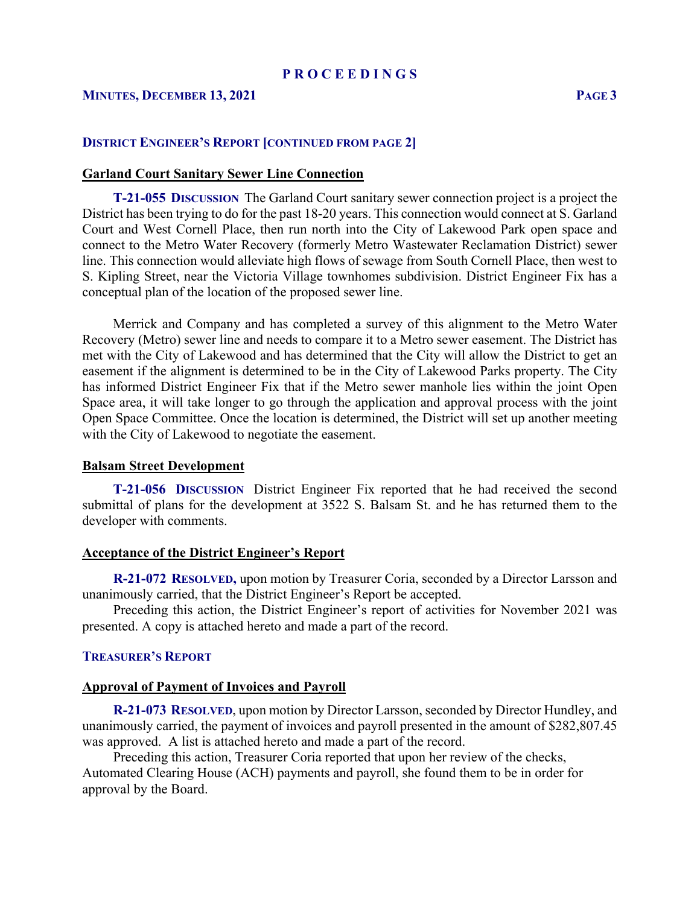## DISTRICT ENGINEER'S REPORT [CONTINUED FROM PAGE 2]

### Garland Court Sanitary Sewer Line Connection

**T-21-055 DISCUSSION** The Garland Court sanitary sewer connection project is a project the District has been trying to do for the past 18-20 years. This connection would connect at S. Garland Court and West Cornell Place, then run north into the City of Lakewood Park open space and connect to the Metro Water Recovery (formerly Metro Wastewater Reclamation District) sewer line. This connection would alleviate high flows of sewage from South Cornell Place, then west to S. Kipling Street, near the Victoria Village townhomes subdivision. District Engineer Fix has a conceptual plan of the location of the proposed sewer line.

Merrick and Company and has completed a survey of this alignment to the Metro Water Recovery (Metro) sewer line and needs to compare it to a Metro sewer easement. The District has met with the City of Lakewood and has determined that the City will allow the District to get an easement if the alignment is determined to be in the City of Lakewood Parks property. The City has informed District Engineer Fix that if the Metro sewer manhole lies within the joint Open Space area, it will take longer to go through the application and approval process with the joint Open Space Committee. Once the location is determined, the District will set up another meeting with the City of Lakewood to negotiate the easement.

### Balsam Street Development

**T-21-056 DISCUSSION** District Engineer Fix reported that he had received the second submittal of plans for the development at 3522 S. Balsam St. and he has returned them to the developer with comments.

### Acceptance of the District Engineer's Report

**R-21-072 RESOLVED,** upon motion by Treasurer Coria, seconded by a Director Larsson and unanimously carried, that the District Engineer's Report be accepted.

Preceding this action, the District Engineer's report of activities for November 2021 was presented. A copy is attached hereto and made a part of the record.

## TREASURER'S REPORT

### Approval of Payment of Invoices and Payroll

**R-21-073 RESOLVED**, upon motion by Director Larsson, seconded by Director Hundley, and unanimously carried, the payment of invoices and payroll presented in the amount of $282,807.45 was approved. A list is attached hereto and made a part of the record.

Preceding this action, Treasurer Coria reported that upon her review of the checks, Automated Clearing House (ACH) payments and payroll, she found them to be in order for approval by the Board.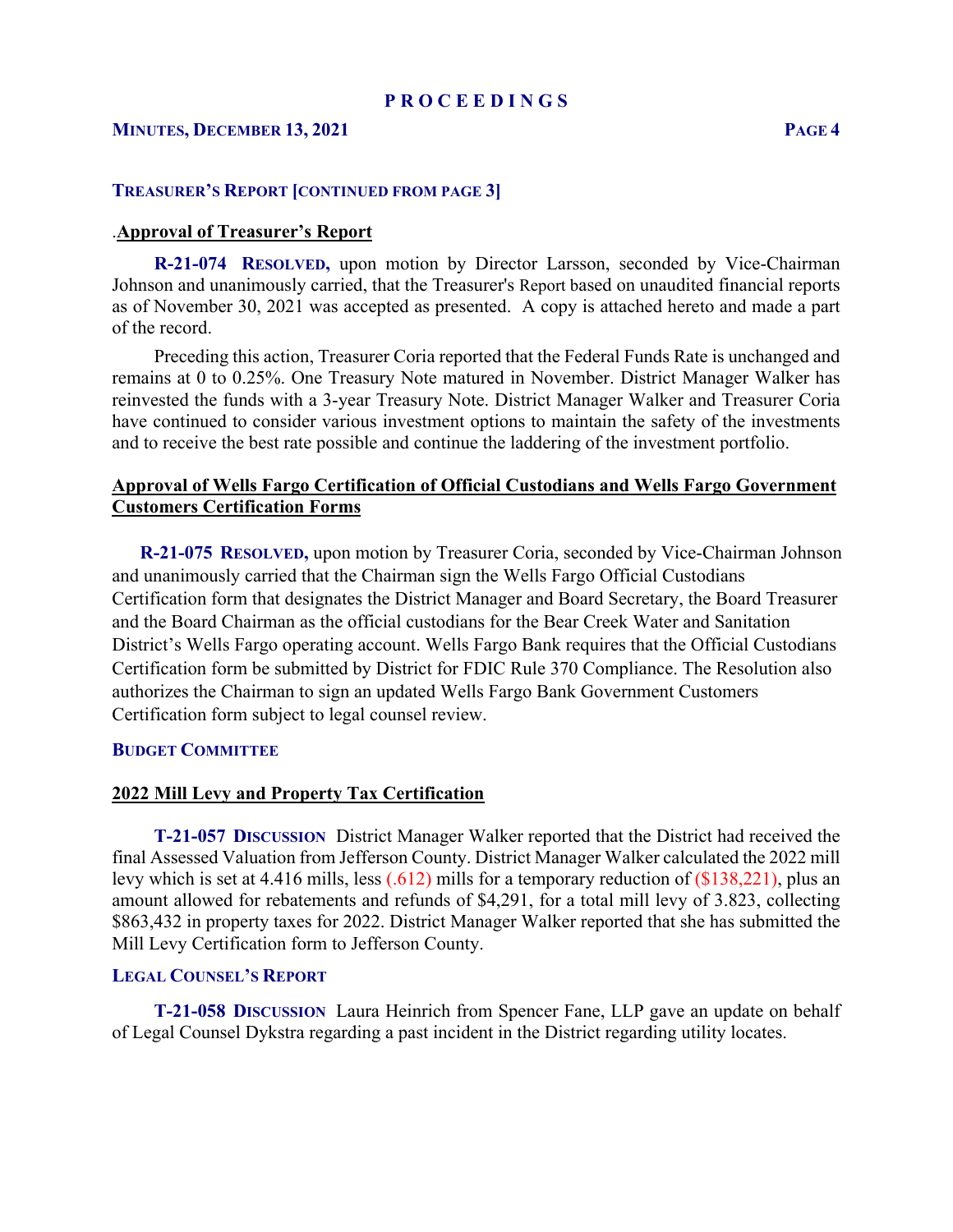### TREASURER'S REPORT [CONTINUED FROM PAGE 3]

.**Approval of Treasurer's Report**

**R-21-074 RESOLVED,** upon motion by Director Larsson, seconded by Vice-Chairman Johnson and unanimously carried, that the Treasurer's Report based on unaudited financial reports as of November 30, 2021 was accepted as presented. A copy is attached hereto and made a part of the record.

Preceding this action, Treasurer Coria reported that the Federal Funds Rate is unchanged and remains at 0 to 0.25%. One Treasury Note matured in November. District Manager Walker has reinvested the funds with a 3-year Treasury Note. District Manager Walker and Treasurer Coria have continued to consider various investment options to maintain the safety of the investments and to receive the best rate possible and continue the laddering of the investment portfolio.

**Approval of Wells Fargo Certification of Official Custodians and Wells Fargo Government Customers Certification Forms**

**R-21-075 RESOLVED,** upon motion by Treasurer Coria, seconded by Vice-Chairman Johnson and unanimously carried that the Chairman sign the Wells Fargo Official Custodians Certification form that designates the District Manager and Board Secretary, the Board Treasurer and the Board Chairman as the official custodians for the Bear Creek Water and Sanitation District's Wells Fargo operating account. Wells Fargo Bank requires that the Official Custodians Certification form be submitted by District for FDIC Rule 370 Compliance. The Resolution also authorizes the Chairman to sign an updated Wells Fargo Bank Government Customers Certification form subject to legal counsel review.

### BUDGET COMMITTEE

**2022 Mill Levy and Property Tax Certification**

**T-21-057 DISCUSSION** District Manager Walker reported that the District had received the final Assessed Valuation from Jefferson County. District Manager Walker calculated the 2022 mill levy which is set at 4.416 mills, less (.612) mills for a temporary reduction of ($138,221), plus an amount allowed for rebatements and refunds of $4,291, for a total mill levy of 3.823, collecting $863,432 in property taxes for 2022. District Manager Walker reported that she has submitted the Mill Levy Certification form to Jefferson County.

### LEGAL COUNSEL'S REPORT

**T-21-058 DISCUSSION** Laura Heinrich from Spencer Fane, LLP gave an update on behalf of Legal Counsel Dykstra regarding a past incident in the District regarding utility locates.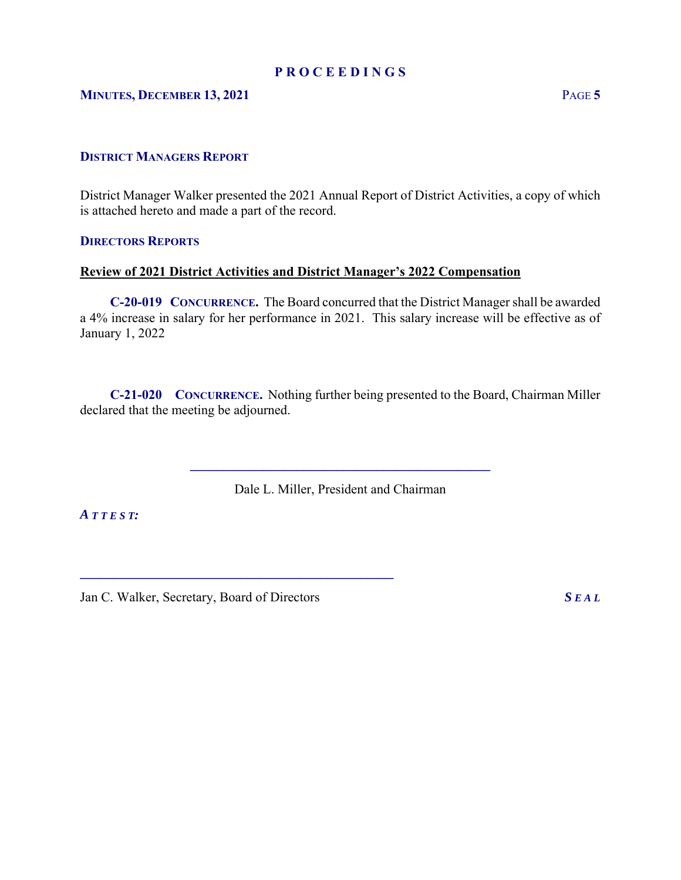### DISTRICT MANAGERS REPORT

District Manager Walker presented the 2021 Annual Report of District Activities, a copy of which is attached hereto and made a part of the record.

### DIRECTORS REPORTS

**Review of 2021 District Activities and District Manager's 2022 Compensation**

**C-20-019 CONCURRENCE.** The Board concurred that the District Manager shall be awarded a 4% increase in salary for her performance in 2021. This salary increase will be effective as of January 1, 2022

**C-21-020 CONCURRENCE.** Nothing further being presented to the Board, Chairman Miller declared that the meeting be adjourned.

\_\_\_\_\_\_\_\_\_\_\_\_\_\_\_\_\_\_\_\_\_\_\_\_\_\_\_\_\_\_\_\_\_\_\_\_\_\_\_\_\_\_\_\_

Dale L. Miller, President and Chairman

***ATTEST:***

\_\_\_\_\_\_\_\_\_\_\_\_\_\_\_\_\_\_\_\_\_\_\_\_\_\_\_\_\_\_\_\_\_\_\_\_\_\_\_\_\_\_\_\_

Jan C. Walker, Secretary, Board of Directors

***SEAL***